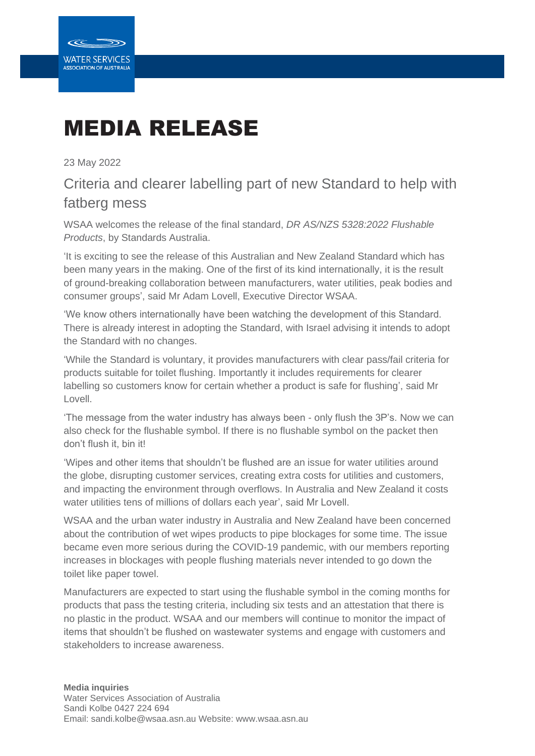WATER SERVICES
ASSOCIATION OF AUSTRALIA

# MEDIA RELEASE

23 May 2022

## Criteria and clearer labelling part of new Standard to help with fatberg mess

WSAA welcomes the release of the final standard, *DR AS/NZS 5328:2022 Flushable Products*, by Standards Australia.

'It is exciting to see the release of this Australian and New Zealand Standard which has been many years in the making. One of the first of its kind internationally, it is the result of ground-breaking collaboration between manufacturers, water utilities, peak bodies and consumer groups', said Mr Adam Lovell, Executive Director WSAA.

'We know others internationally have been watching the development of this Standard. There is already interest in adopting the Standard, with Israel advising it intends to adopt the Standard with no changes.

'While the Standard is voluntary, it provides manufacturers with clear pass/fail criteria for products suitable for toilet flushing. Importantly it includes requirements for clearer labelling so customers know for certain whether a product is safe for flushing', said Mr Lovell.

'The message from the water industry has always been - only flush the 3P's. Now we can also check for the flushable symbol. If there is no flushable symbol on the packet then don't flush it, bin it!

'Wipes and other items that shouldn't be flushed are an issue for water utilities around the globe, disrupting customer services, creating extra costs for utilities and customers, and impacting the environment through overflows. In Australia and New Zealand it costs water utilities tens of millions of dollars each year', said Mr Lovell.

WSAA and the urban water industry in Australia and New Zealand have been concerned about the contribution of wet wipes products to pipe blockages for some time. The issue became even more serious during the COVID-19 pandemic, with our members reporting increases in blockages with people flushing materials never intended to go down the toilet like paper towel.

Manufacturers are expected to start using the flushable symbol in the coming months for products that pass the testing criteria, including six tests and an attestation that there is no plastic in the product. WSAA and our members will continue to monitor the impact of items that shouldn't be flushed on wastewater systems and engage with customers and stakeholders to increase awareness.

**Media inquiries**
Water Services Association of Australia
Sandi Kolbe 0427 224 694
Email: sandi.kolbe@wsaa.asn.au Website: www.wsaa.asn.au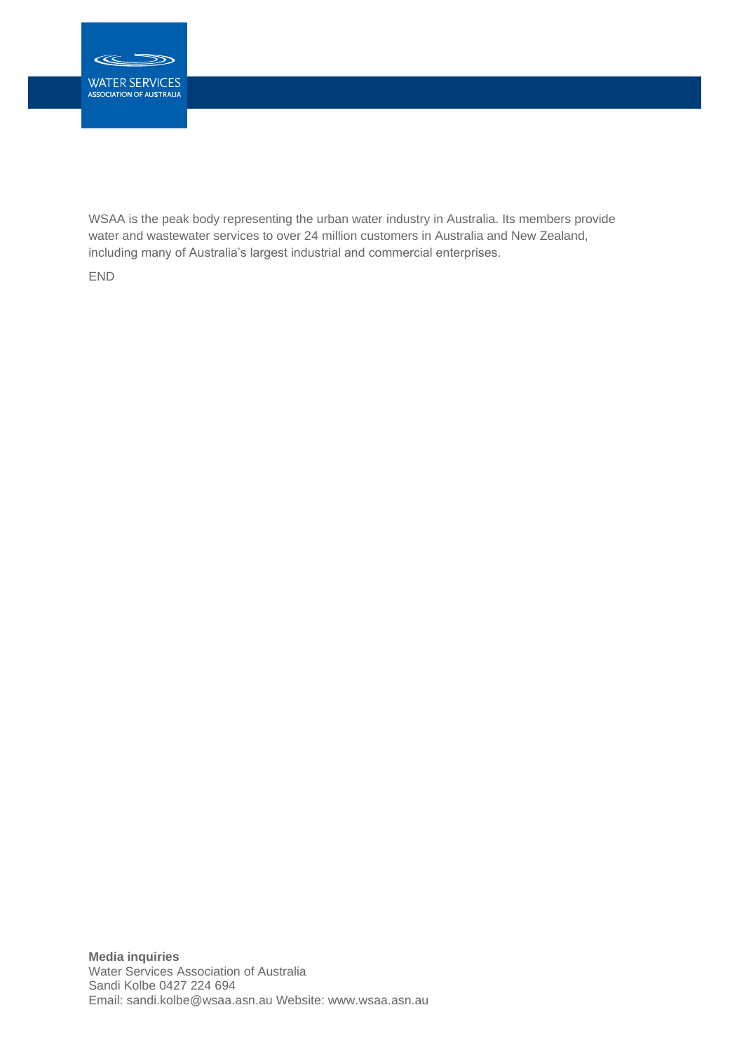WSAA is the peak body representing the urban water industry in Australia. Its members provide water and wastewater services to over 24 million customers in Australia and New Zealand, including many of Australia's largest industrial and commercial enterprises.

END

**Media inquiries**
Water Services Association of Australia
Sandi Kolbe 0427 224 694
Email: sandi.kolbe@wsaa.asn.au Website: www.wsaa.asn.au